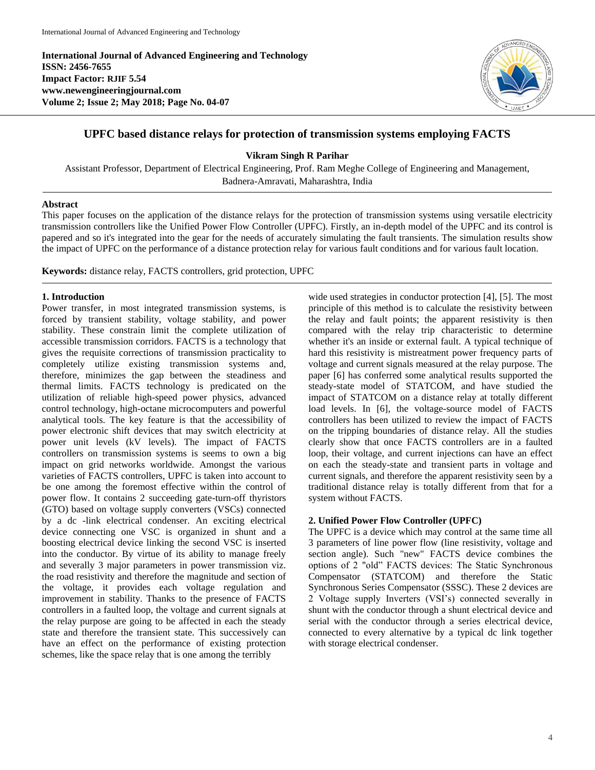**International Journal of Advanced Engineering and Technology**
**ISSN: 2456-7655**
**Impact Factor: RJIF 5.54**
**www.newengineeringjournal.com**
**Volume 2; Issue 2; May 2018; Page No. 04-07**

# UPFC based distance relays for protection of transmission systems employing FACTS

**Vikram Singh R Parihar**

Assistant Professor, Department of Electrical Engineering, Prof. Ram Meghe College of Engineering and Management, Badnera-Amravati, Maharashtra, India

## Abstract

This paper focuses on the application of the distance relays for the protection of transmission systems using versatile electricity transmission controllers like the Unified Power Flow Controller (UPFC). Firstly, an in-depth model of the UPFC and its control is papered and so it's integrated into the gear for the needs of accurately simulating the fault transients. The simulation results show the impact of UPFC on the performance of a distance protection relay for various fault conditions and for various fault location.

**Keywords:** distance relay, FACTS controllers, grid protection, UPFC

## 1. Introduction

Power transfer, in most integrated transmission systems, is forced by transient stability, voltage stability, and power stability. These constrain limit the complete utilization of accessible transmission corridors. FACTS is a technology that gives the requisite corrections of transmission practicality to completely utilize existing transmission systems and, therefore, minimizes the gap between the steadiness and thermal limits. FACTS technology is predicated on the utilization of reliable high-speed power physics, advanced control technology, high-octane microcomputers and powerful analytical tools. The key feature is that the accessibility of power electronic shift devices that may switch electricity at power unit levels (kV levels). The impact of FACTS controllers on transmission systems is seems to own a big impact on grid networks worldwide. Amongst the various varieties of FACTS controllers, UPFC is taken into account to be one among the foremost effective within the control of power flow. It contains 2 succeeding gate-turn-off thyristors (GTO) based on voltage supply converters (VSCs) connected by a dc -link electrical condenser. An exciting electrical device connecting one VSC is organized in shunt and a boosting electrical device linking the second VSC is inserted into the conductor. By virtue of its ability to manage freely and severally 3 major parameters in power transmission viz. the road resistivity and therefore the magnitude and section of the voltage, it provides each voltage regulation and improvement in stability. Thanks to the presence of FACTS controllers in a faulted loop, the voltage and current signals at the relay purpose are going to be affected in each the steady state and therefore the transient state. This successively can have an effect on the performance of existing protection schemes, like the space relay that is one among the terribly wide used strategies in conductor protection [4], [5]. The most principle of this method is to calculate the resistivity between the relay and fault points; the apparent resistivity is then compared with the relay trip characteristic to determine whether it's an inside or external fault. A typical technique of hard this resistivity is mistreatment power frequency parts of voltage and current signals measured at the relay purpose. The paper [6] has conferred some analytical results supported the steady-state model of STATCOM, and have studied the impact of STATCOM on a distance relay at totally different load levels. In [6], the voltage-source model of FACTS controllers has been utilized to review the impact of FACTS on the tripping boundaries of distance relay. All the studies clearly show that once FACTS controllers are in a faulted loop, their voltage, and current injections can have an effect on each the steady-state and transient parts in voltage and current signals, and therefore the apparent resistivity seen by a traditional distance relay is totally different from that for a system without FACTS.

## 2. Unified Power Flow Controller (UPFC)

The UPFC is a device which may control at the same time all 3 parameters of line power flow (line resistivity, voltage and section angle). Such "new" FACTS device combines the options of 2 "old" FACTS devices: The Static Synchronous Compensator (STATCOM) and therefore the Static Synchronous Series Compensator (SSSC). These 2 devices are 2 Voltage supply Inverters (VSI's) connected severally in shunt with the conductor through a shunt electrical device and serial with the conductor through a series electrical device, connected to every alternative by a typical dc link together with storage electrical condenser.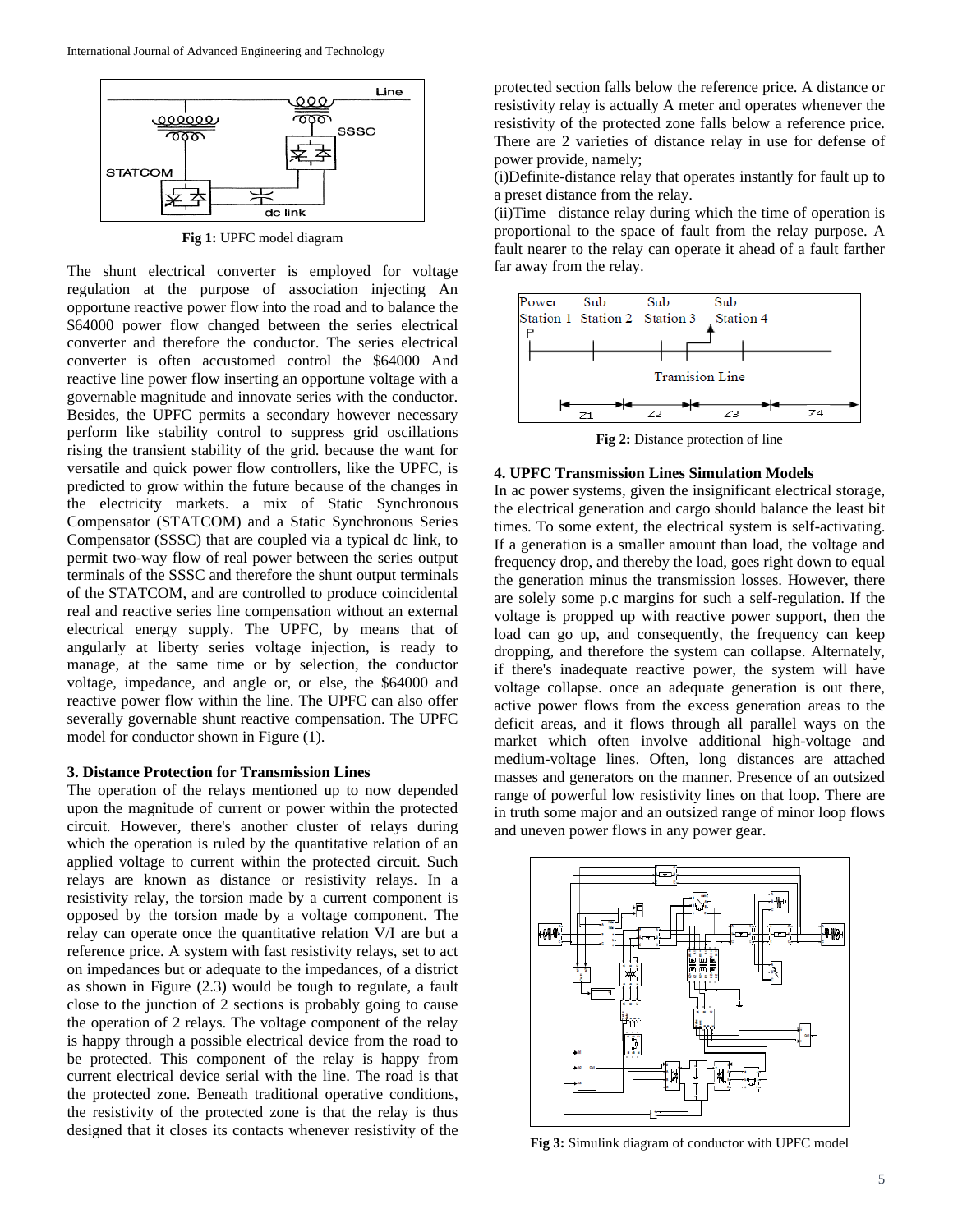Fig 1: UPFC model diagram

The shunt electrical converter is employed for voltage regulation at the purpose of association injecting An opportune reactive power flow into the road and to balance the $64000 power flow changed between the series electrical converter and therefore the conductor. The series electrical converter is often accustomed control the $64000 And reactive line power flow inserting an opportune voltage with a governable magnitude and innovate series with the conductor. Besides, the UPFC permits a secondary however necessary perform like stability control to suppress grid oscillations rising the transient stability of the grid. because the want for versatile and quick power flow controllers, like the UPFC, is predicted to grow within the future because of the changes in the electricity markets. a mix of Static Synchronous Compensator (STATCOM) and a Static Synchronous Series Compensator (SSSC) that are coupled via a typical dc link, to permit two-way flow of real power between the series output terminals of the SSSC and therefore the shunt output terminals of the STATCOM, and are controlled to produce coincidental real and reactive series line compensation without an external electrical energy supply. The UPFC, by means that of angularly at liberty series voltage injection, is ready to manage, at the same time or by selection, the conductor voltage, impedance, and angle or, or else, the $64000 and reactive power flow within the line. The UPFC can also offer severally governable shunt reactive compensation. The UPFC model for conductor shown in Figure (1).

### 3. Distance Protection for Transmission Lines

The operation of the relays mentioned up to now depended upon the magnitude of current or power within the protected circuit. However, there's another cluster of relays during which the operation is ruled by the quantitative relation of an applied voltage to current within the protected circuit. Such relays are known as distance or resistivity relays. In a resistivity relay, the torsion made by a current component is opposed by the torsion made by a voltage component. The relay can operate once the quantitative relation V/I are but a reference price. A system with fast resistivity relays, set to act on impedances but or adequate to the impedances, of a district as shown in Figure (2.3) would be tough to regulate, a fault close to the junction of 2 sections is probably going to cause the operation of 2 relays. The voltage component of the relay is happy through a possible electrical device from the road to be protected. This component of the relay is happy from current electrical device serial with the line. The road is that the protected zone. Beneath traditional operative conditions, the resistivity of the protected zone is that the relay is thus designed that it closes its contacts whenever resistivity of the protected section falls below the reference price. A distance or resistivity relay is actually A meter and operates whenever the resistivity of the protected zone falls below a reference price. There are 2 varieties of distance relay in use for defense of power provide, namely;

(i)Definite-distance relay that operates instantly for fault up to a preset distance from the relay.

(ii)Time –distance relay during which the time of operation is proportional to the space of fault from the relay purpose. A fault nearer to the relay can operate it ahead of a fault farther far away from the relay.

Fig 2: Distance protection of line

### 4. UPFC Transmission Lines Simulation Models

In ac power systems, given the insignificant electrical storage, the electrical generation and cargo should balance the least bit times. To some extent, the electrical system is self-activating. If a generation is a smaller amount than load, the voltage and frequency drop, and thereby the load, goes right down to equal the generation minus the transmission losses. However, there are solely some p.c margins for such a self-regulation. If the voltage is propped up with reactive power support, then the load can go up, and consequently, the frequency can keep dropping, and therefore the system can collapse. Alternately, if there's inadequate reactive power, the system will have voltage collapse. once an adequate generation is out there, active power flows from the excess generation areas to the deficit areas, and it flows through all parallel ways on the market which often involve additional high-voltage and medium-voltage lines. Often, long distances are attached masses and generators on the manner. Presence of an outsized range of powerful low resistivity lines on that loop. There are in truth some major and an outsized range of minor loop flows and uneven power flows in any power gear.

Fig 3: Simulink diagram of conductor with UPFC model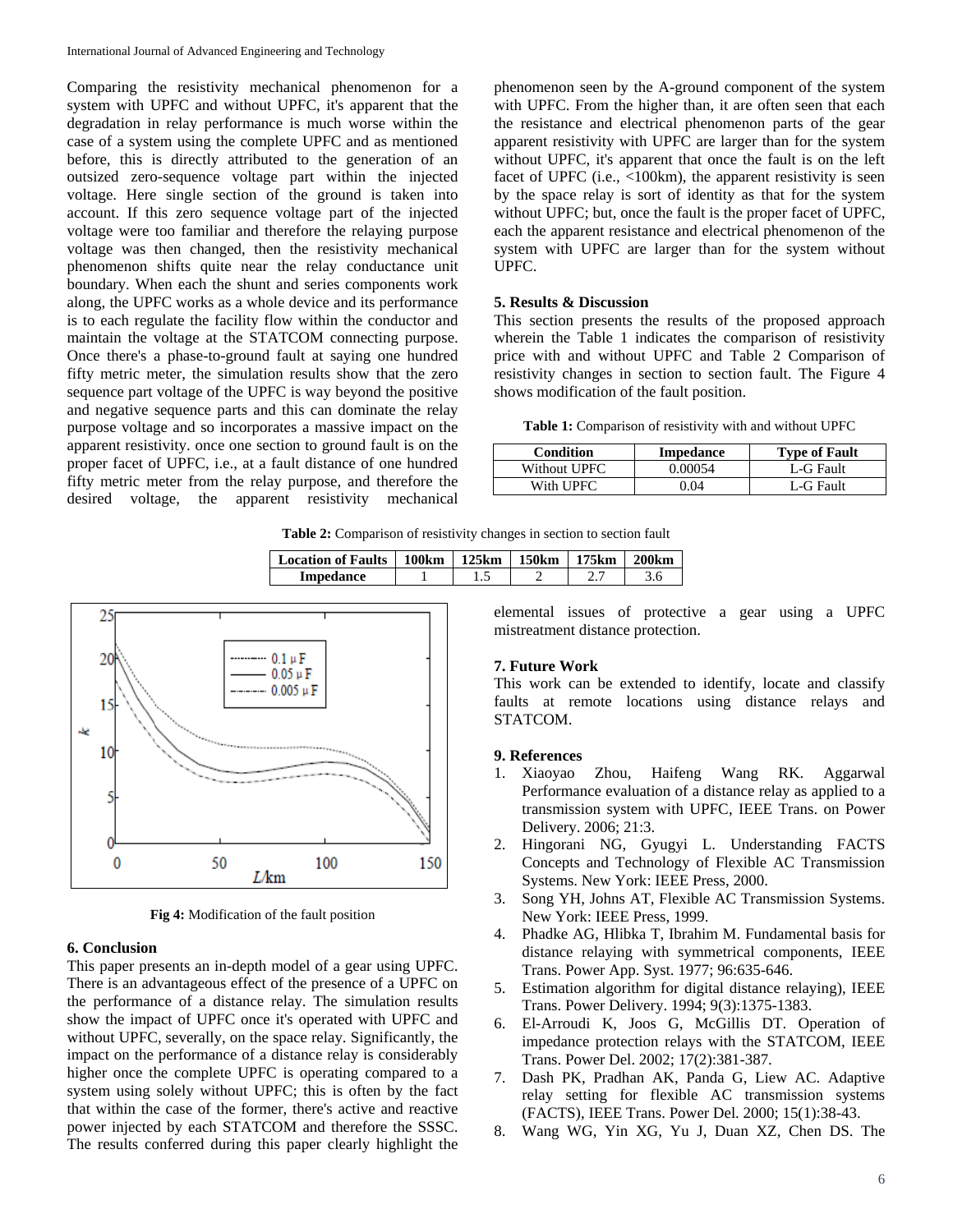Comparing the resistivity mechanical phenomenon for a system with UPFC and without UPFC, it's apparent that the degradation in relay performance is much worse within the case of a system using the complete UPFC and as mentioned before, this is directly attributed to the generation of an outsized zero-sequence voltage part within the injected voltage. Here single section of the ground is taken into account. If this zero sequence voltage part of the injected voltage were too familiar and therefore the relaying purpose voltage was then changed, then the resistivity mechanical phenomenon shifts quite near the relay conductance unit boundary. When each the shunt and series components work along, the UPFC works as a whole device and its performance is to each regulate the facility flow within the conductor and maintain the voltage at the STATCOM connecting purpose. Once there's a phase-to-ground fault at saying one hundred fifty metric meter, the simulation results show that the zero sequence part voltage of the UPFC is way beyond the positive and negative sequence parts and this can dominate the relay purpose voltage and so incorporates a massive impact on the apparent resistivity. once one section to ground fault is on the proper facet of UPFC, i.e., at a fault distance of one hundred fifty metric meter from the relay purpose, and therefore the desired voltage, the apparent resistivity mechanical phenomenon seen by the A-ground component of the system with UPFC. From the higher than, it are often seen that each the resistance and electrical phenomenon parts of the gear apparent resistivity with UPFC are larger than for the system without UPFC, it's apparent that once the fault is on the left facet of UPFC (i.e., <100km), the apparent resistivity is seen by the space relay is sort of identity as that for the system without UPFC; but, once the fault is the proper facet of UPFC, each the apparent resistance and electrical phenomenon of the system with UPFC are larger than for the system without UPFC.

## 5. Results & Discussion

This section presents the results of the proposed approach wherein the Table 1 indicates the comparison of resistivity price with and without UPFC and Table 2 Comparison of resistivity changes in section to section fault. The Figure 4 shows modification of the fault position.

**Table 1:** Comparison of resistivity with and without UPFC

| Condition | Impedance | Type of Fault |
|---|---|---|
| Without UPFC | 0.00054 | L-G Fault |
| With UPFC | 0.04 | L-G Fault |

**Table 2:** Comparison of resistivity changes in section to section fault

| Location of Faults | 100km | 125km | 150km | 175km | 200km |
|---|---|---|---|---|---|
| Impedance | 1 | 1.5 | 2 | 2.7 | 3.6 |

**Fig 4:** Modification of the fault position

## 6. Conclusion

This paper presents an in-depth model of a gear using UPFC. There is an advantageous effect of the presence of a UPFC on the performance of a distance relay. The simulation results show the impact of UPFC once it's operated with UPFC and without UPFC, severally, on the space relay. Significantly, the impact on the performance of a distance relay is considerably higher once the complete UPFC is operating compared to a system using solely without UPFC; this is often by the fact that within the case of the former, there's active and reactive power injected by each STATCOM and therefore the SSSC. The results conferred during this paper clearly highlight the elemental issues of protective a gear using a UPFC mistreatment distance protection.

## 7. Future Work

This work can be extended to identify, locate and classify faults at remote locations using distance relays and STATCOM.

## 9. References

1. Xiaoyao Zhou, Haifeng Wang RK. Aggarwal Performance evaluation of a distance relay as applied to a transmission system with UPFC, IEEE Trans. on Power Delivery. 2006; 21:3.
2. Hingorani NG, Gyugyi L. Understanding FACTS Concepts and Technology of Flexible AC Transmission Systems. New York: IEEE Press, 2000.
3. Song YH, Johns AT, Flexible AC Transmission Systems. New York: IEEE Press, 1999.
4. Phadke AG, Hlibka T, Ibrahim M. Fundamental basis for distance relaying with symmetrical components, IEEE Trans. Power App. Syst. 1977; 96:635-646.
5. Estimation algorithm for digital distance relaying), IEEE Trans. Power Delivery. 1994; 9(3):1375-1383.
6. El-Arroudi K, Joos G, McGillis DT. Operation of impedance protection relays with the STATCOM, IEEE Trans. Power Del. 2002; 17(2):381-387.
7. Dash PK, Pradhan AK, Panda G, Liew AC. Adaptive relay setting for flexible AC transmission systems (FACTS), IEEE Trans. Power Del. 2000; 15(1):38-43.
8. Wang WG, Yin XG, Yu J, Duan XZ, Chen DS. The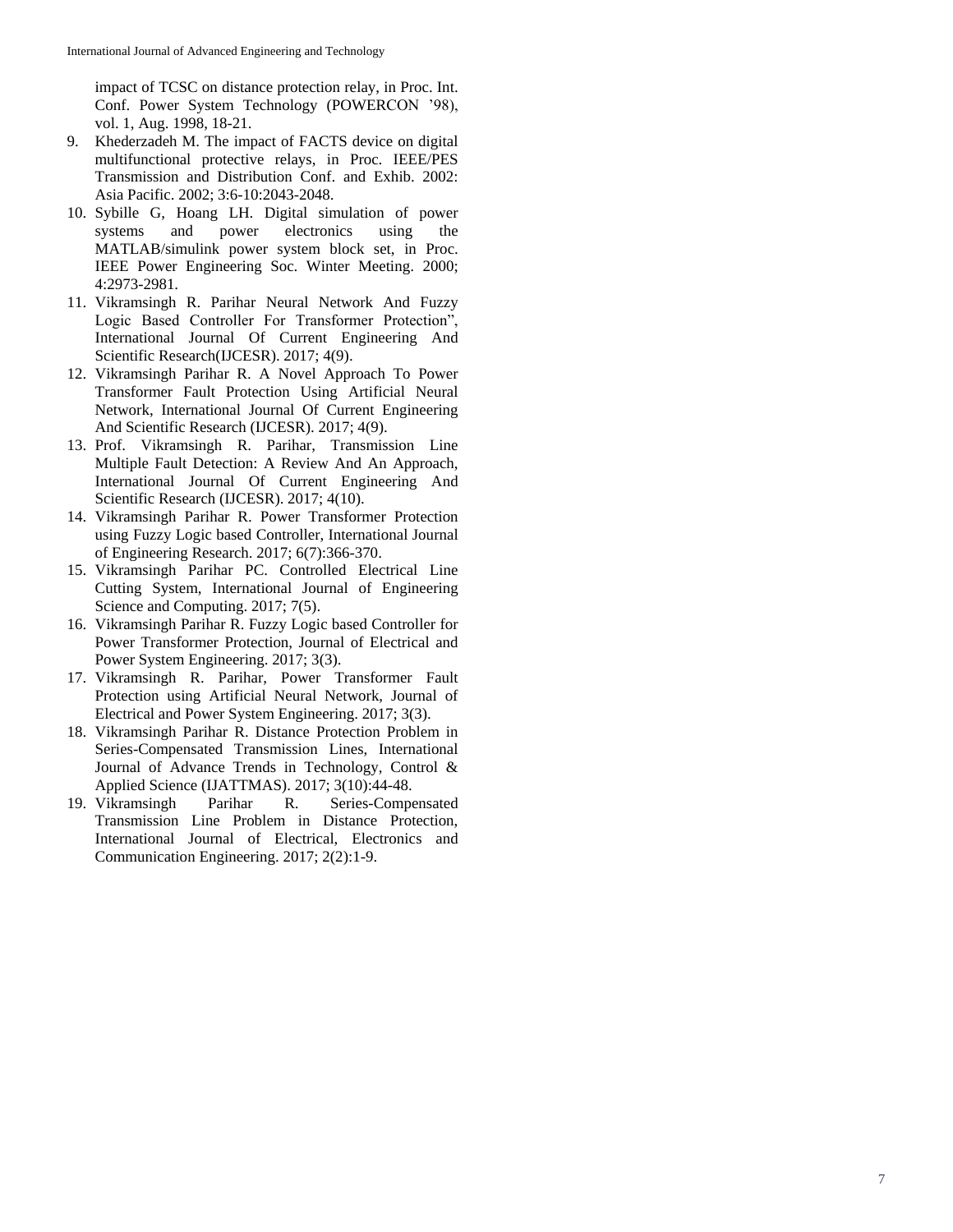impact of TCSC on distance protection relay, in Proc. Int. Conf. Power System Technology (POWERCON '98), vol. 1, Aug. 1998, 18-21.

9. Khederzadeh M. The impact of FACTS device on digital multifunctional protective relays, in Proc. IEEE/PES Transmission and Distribution Conf. and Exhib. 2002: Asia Pacific. 2002; 3:6-10:2043-2048.
10. Sybille G, Hoang LH. Digital simulation of power systems and power electronics using the MATLAB/simulink power system block set, in Proc. IEEE Power Engineering Soc. Winter Meeting. 2000; 4:2973-2981.
11. Vikramsingh R. Parihar Neural Network And Fuzzy Logic Based Controller For Transformer Protection", International Journal Of Current Engineering And Scientific Research(IJCESR). 2017; 4(9).
12. Vikramsingh Parihar R. A Novel Approach To Power Transformer Fault Protection Using Artificial Neural Network, International Journal Of Current Engineering And Scientific Research (IJCESR). 2017; 4(9).
13. Prof. Vikramsingh R. Parihar, Transmission Line Multiple Fault Detection: A Review And An Approach, International Journal Of Current Engineering And Scientific Research (IJCESR). 2017; 4(10).
14. Vikramsingh Parihar R. Power Transformer Protection using Fuzzy Logic based Controller, International Journal of Engineering Research. 2017; 6(7):366-370.
15. Vikramsingh Parihar PC. Controlled Electrical Line Cutting System, International Journal of Engineering Science and Computing. 2017; 7(5).
16. Vikramsingh Parihar R. Fuzzy Logic based Controller for Power Transformer Protection, Journal of Electrical and Power System Engineering. 2017; 3(3).
17. Vikramsingh R. Parihar, Power Transformer Fault Protection using Artificial Neural Network, Journal of Electrical and Power System Engineering. 2017; 3(3).
18. Vikramsingh Parihar R. Distance Protection Problem in Series-Compensated Transmission Lines, International Journal of Advance Trends in Technology, Control & Applied Science (IJATTMAS). 2017; 3(10):44-48.
19. Vikramsingh Parihar R. Series-Compensated Transmission Line Problem in Distance Protection, International Journal of Electrical, Electronics and Communication Engineering. 2017; 2(2):1-9.